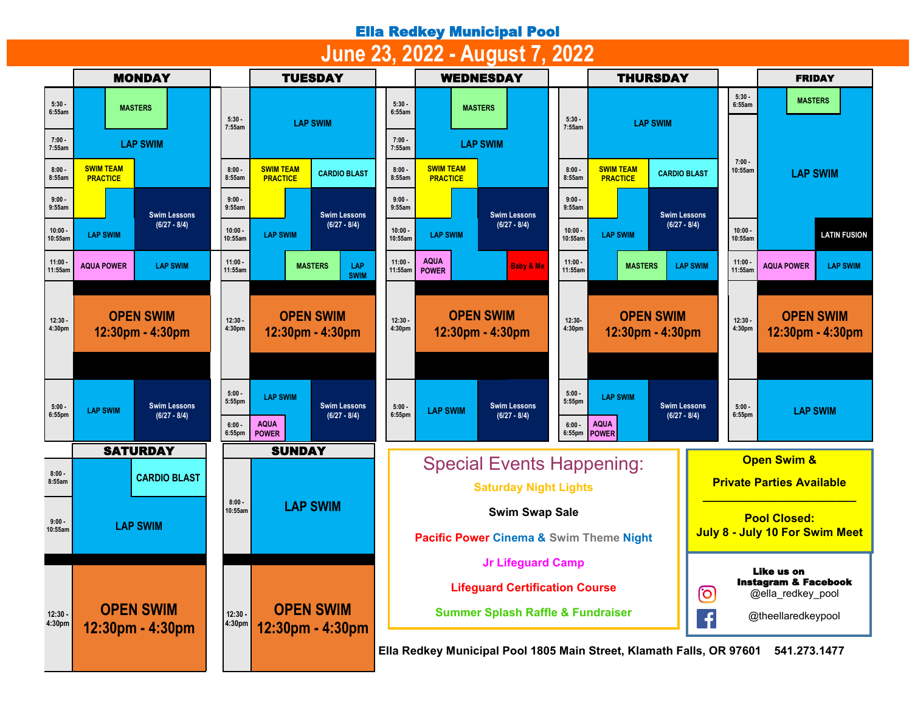# Ella Redkey Municipal Pool

## June 23, 2022 - August 7, 2022

### MONDAY

| Time | Activities |
|---|---|
| 5:30 - 6:55am | MASTERS; LAP SWIM |
| 7:00 - 7:55am | LAP SWIM |
| 8:00 - 8:55am | SWIM TEAM PRACTICE; LAP SWIM |
| 9:00 - 9:55am | SWIM TEAM PRACTICE; LAP SWIM; Swim Lessons (6/27 - 8/4) |
| 10:00 - 10:55am | LAP SWIM; Swim Lessons (6/27 - 8/4) |
| 11:00 - 11:55am | AQUA POWER; LAP SWIM |
| 12:30 - 4:30pm | OPEN SWIM 12:30pm - 4:30pm |
| 5:00 - 6:55pm | LAP SWIM; Swim Lessons (6/27 - 8/4) |

### TUESDAY

| Time | Activities |
|---|---|
| 5:30 - 7:55am | LAP SWIM |
| 8:00 - 8:55am | SWIM TEAM PRACTICE; CARDIO BLAST |
| 9:00 - 9:55am | SWIM TEAM PRACTICE; LAP SWIM; Swim Lessons (6/27 - 8/4) |
| 10:00 - 10:55am | LAP SWIM; Swim Lessons (6/27 - 8/4) |
| 11:00 - 11:55am | LAP SWIM; MASTERS; LAP SWIM |
| 12:30 - 4:30pm | OPEN SWIM 12:30pm - 4:30pm |
| 5:00 - 5:55pm | LAP SWIM; Swim Lessons (6/27 - 8/4) |
| 6:00 - 6:55pm | AQUA POWER; LAP SWIM; Swim Lessons (6/27 - 8/4) |

### WEDNESDAY

| Time | Activities |
|---|---|
| 5:30 - 6:55am | MASTERS; LAP SWIM |
| 7:00 - 7:55am | LAP SWIM |
| 8:00 - 8:55am | SWIM TEAM PRACTICE; LAP SWIM |
| 9:00 - 9:55am | SWIM TEAM PRACTICE; LAP SWIM; Swim Lessons (6/27 - 8/4) |
| 10:00 - 10:55am | LAP SWIM; Swim Lessons (6/27 - 8/4) |
| 11:00 - 11:55am | AQUA POWER; LAP SWIM; Baby & Me |
| 12:30 - 4:30pm | OPEN SWIM 12:30pm - 4:30pm |
| 5:00 - 6:55pm | LAP SWIM; Swim Lessons (6/27 - 8/4) |

### THURSDAY

| Time | Activities |
|---|---|
| 5:30 - 7:55am | LAP SWIM |
| 8:00 - 8:55am | SWIM TEAM PRACTICE; CARDIO BLAST |
| 9:00 - 9:55am | SWIM TEAM PRACTICE; LAP SWIM; Swim Lessons (6/27 - 8/4) |
| 10:00 - 10:55am | LAP SWIM; Swim Lessons (6/27 - 8/4) |
| 11:00 - 11:55am | LAP SWIM; MASTERS; LAP SWIM |
| 12:30- 4:30pm | OPEN SWIM 12:30pm - 4:30pm |
| 5:00 - 5:55pm | LAP SWIM; Swim Lessons (6/27 - 8/4) |
| 6:00 - 6:55pm | AQUA POWER; LAP SWIM; Swim Lessons (6/27 - 8/4) |

### FRIDAY

| Time | Activities |
|---|---|
| 5:30 - 6:55am | MASTERS; LAP SWIM |
| 7:00 - 10:55am | LAP SWIM |
| 10:00 - 10:55am | LAP SWIM; LATIN FUSION |
| 11:00 - 11:55am | AQUA POWER; LAP SWIM |
| 12:30 - 4:30pm | OPEN SWIM 12:30pm - 4:30pm |
| 5:00 - 6:55pm | LAP SWIM |

### SATURDAY

| Time | Activities |
|---|---|
| 8:00 - 8:55am | LAP SWIM; CARDIO BLAST |
| 9:00 - 10:55am | LAP SWIM |
| 12:30 - 4:30pm | OPEN SWIM 12:30pm - 4:30pm |

### SUNDAY

| Time | Activities |
|---|---|
| 8:00 - 10:55am | LAP SWIM |
| 12:30 - 4:30pm | OPEN SWIM 12:30pm - 4:30pm |

## Special Events Happening:

- Saturday Night Lights
- Swim Swap Sale
- Pacific Power Cinema & Swim Theme Night
- Jr Lifeguard Camp
- Lifeguard Certification Course
- Summer Splash Raffle & Fundraiser

**Open Swim & Private Parties Available**

**Pool Closed: July 8 - July 10 For Swim Meet**

**Like us on Instagram & Facebook**

@ella_redkey_pool

@theellaredkeypool

**Ella Redkey Municipal Pool 1805 Main Street, Klamath Falls, OR 97601 541.273.1477**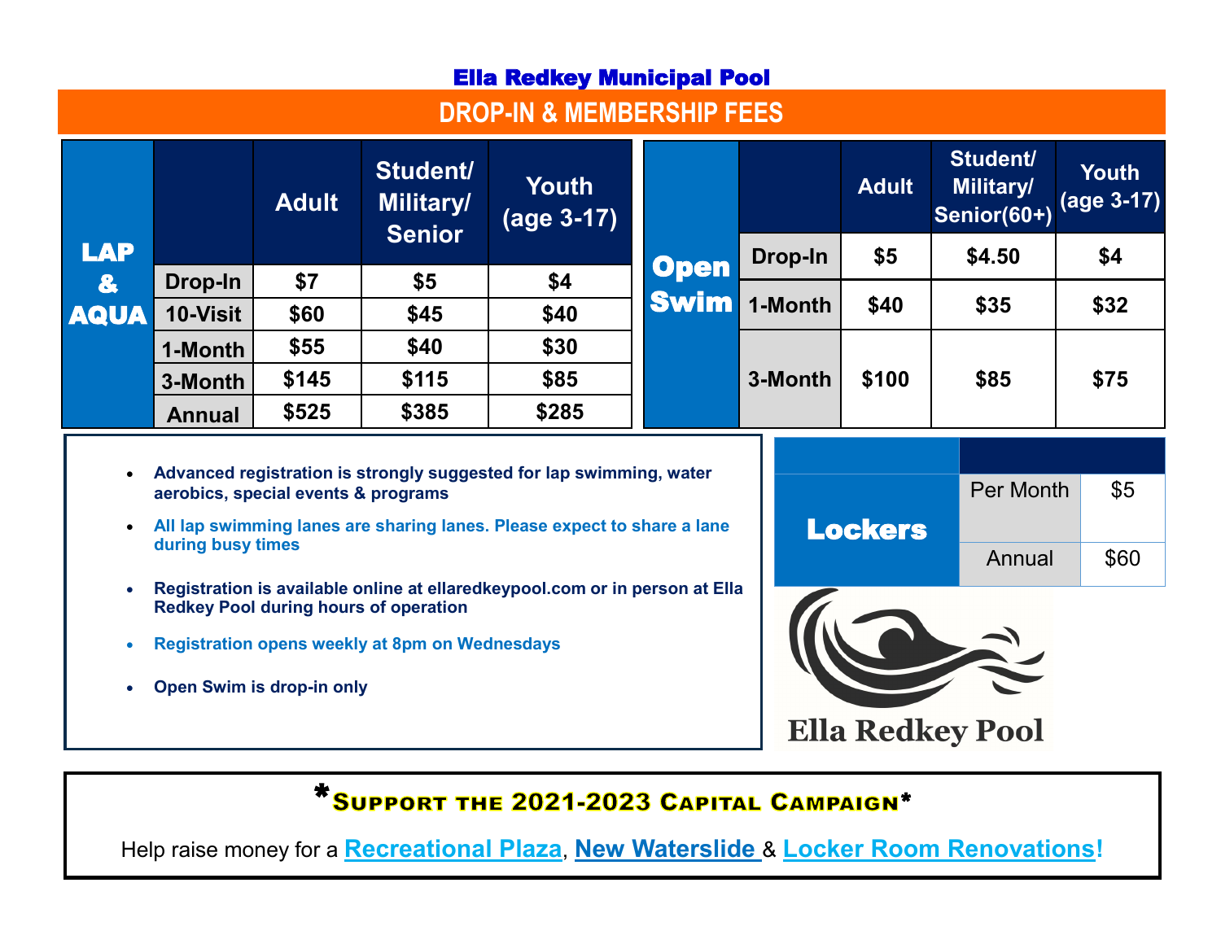# Ella Redkey Municipal Pool

## DROP-IN & MEMBERSHIP FEES

**LAP & AQUA**

| | Adult | Student/ Military/ Senior | Youth (age 3-17) |
|---|---|---|---|
| Drop-In | $7 | $5 | $4 |
| 10-Visit | $60 | $45 | $40 |
| 1-Month | $55 | $40 | $30 |
| 3-Month | $145 | $115 | $85 |
| Annual | $525 | $385 | $285 |

**Open Swim**

| | Adult | Student/ Military/ Senior(60+) | Youth (age 3-17) |
|---|---|---|---|
| Drop-In | $5 | $4.50 | $4 |
| 1-Month | $40 | $35 | $32 |
| 3-Month | $100 | $85 | $75 |

- Advanced registration is strongly suggested for lap swimming, water aerobics, special events & programs
- All lap swimming lanes are sharing lanes. Please expect to share a lane during busy times
- Registration is available online at ellaredkeypool.com or in person at Ella Redkey Pool during hours of operation
- Registration opens weekly at 8pm on Wednesdays
- Open Swim is drop-in only

**Lockers**

| | |
|---|---|
| Per Month | $5 |
| Annual | $60 |

Ella Redkey Pool

**\*Support the 2021-2023 Capital Campaign\***

Help raise money for a Recreational Plaza, New Waterslide & Locker Room Renovations!